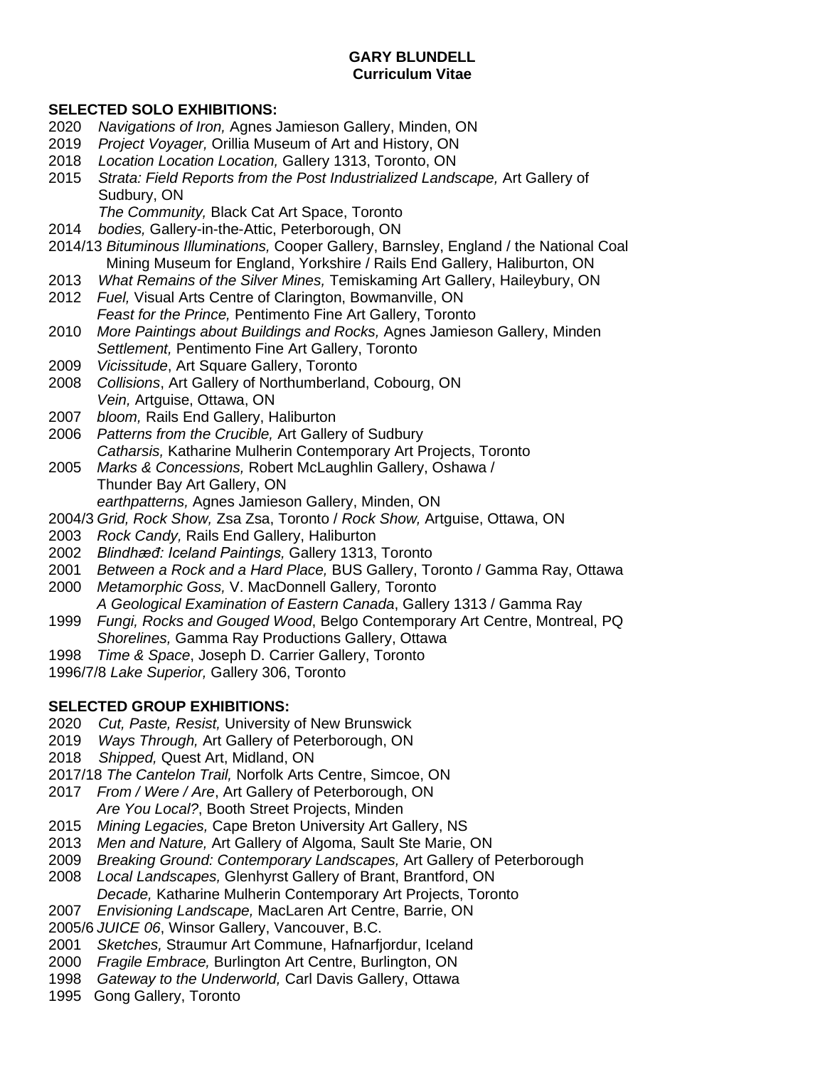# GARY BLUNDELL
## Curriculum Vitae

### SELECTED SOLO EXHIBITIONS:

2020 *Navigations of Iron,* Agnes Jamieson Gallery, Minden, ON
2019 *Project Voyager,* Orillia Museum of Art and History, ON
2018 *Location Location Location,* Gallery 1313, Toronto, ON
2015 *Strata: Field Reports from the Post Industrialized Landscape,* Art Gallery of Sudbury, ON
*The Community,* Black Cat Art Space, Toronto
2014 *bodies,* Gallery-in-the-Attic, Peterborough, ON
2014/13 *Bituminous Illuminations,* Cooper Gallery, Barnsley, England / the National Coal Mining Museum for England, Yorkshire / Rails End Gallery, Haliburton, ON
2013 *What Remains of the Silver Mines,* Temiskaming Art Gallery, Haileybury, ON
2012 *Fuel,* Visual Arts Centre of Clarington, Bowmanville, ON
*Feast for the Prince,* Pentimento Fine Art Gallery, Toronto
2010 *More Paintings about Buildings and Rocks,* Agnes Jamieson Gallery, Minden
*Settlement,* Pentimento Fine Art Gallery, Toronto
2009 *Vicissitude*, Art Square Gallery, Toronto
2008 *Collisions*, Art Gallery of Northumberland, Cobourg, ON
*Vein,* Artguise, Ottawa, ON
2007 *bloom,* Rails End Gallery, Haliburton
2006 *Patterns from the Crucible,* Art Gallery of Sudbury
*Catharsis,* Katharine Mulherin Contemporary Art Projects, Toronto
2005 *Marks & Concessions,* Robert McLaughlin Gallery, Oshawa / Thunder Bay Art Gallery, ON
*earthpatterns,* Agnes Jamieson Gallery, Minden, ON
2004/3 *Grid, Rock Show,* Zsa Zsa, Toronto / *Rock Show,* Artguise, Ottawa, ON
2003 *Rock Candy,* Rails End Gallery, Haliburton
2002 *Blindhæð: Iceland Paintings,* Gallery 1313, Toronto
2001 *Between a Rock and a Hard Place,* BUS Gallery, Toronto / Gamma Ray, Ottawa
2000 *Metamorphic Goss,* V. MacDonnell Gallery*,* Toronto
*A Geological Examination of Eastern Canada*, Gallery 1313 / Gamma Ray
1999 *Fungi, Rocks and Gouged Wood*, Belgo Contemporary Art Centre, Montreal, PQ
*Shorelines,* Gamma Ray Productions Gallery, Ottawa
1998 *Time & Space*, Joseph D. Carrier Gallery, Toronto
1996/7/8 *Lake Superior,* Gallery 306, Toronto

### SELECTED GROUP EXHIBITIONS:

2020 *Cut, Paste, Resist,* University of New Brunswick
2019 *Ways Through,* Art Gallery of Peterborough, ON
2018 *Shipped,* Quest Art, Midland, ON
2017/18 *The Cantelon Trail,* Norfolk Arts Centre, Simcoe, ON
2017 *From / Were / Are*, Art Gallery of Peterborough, ON
*Are You Local?*, Booth Street Projects, Minden
2015 *Mining Legacies,* Cape Breton University Art Gallery, NS
2013 *Men and Nature,* Art Gallery of Algoma, Sault Ste Marie, ON
2009 *Breaking Ground: Contemporary Landscapes,* Art Gallery of Peterborough
2008 *Local Landscapes,* Glenhyrst Gallery of Brant, Brantford, ON
*Decade,* Katharine Mulherin Contemporary Art Projects, Toronto
2007 *Envisioning Landscape,* MacLaren Art Centre, Barrie, ON
2005/6 *JUICE 06*, Winsor Gallery, Vancouver, B.C.
2001 *Sketches,* Straumur Art Commune, Hafnarfjordur, Iceland
2000 *Fragile Embrace,* Burlington Art Centre, Burlington, ON
1998 *Gateway to the Underworld,* Carl Davis Gallery, Ottawa
1995 Gong Gallery, Toronto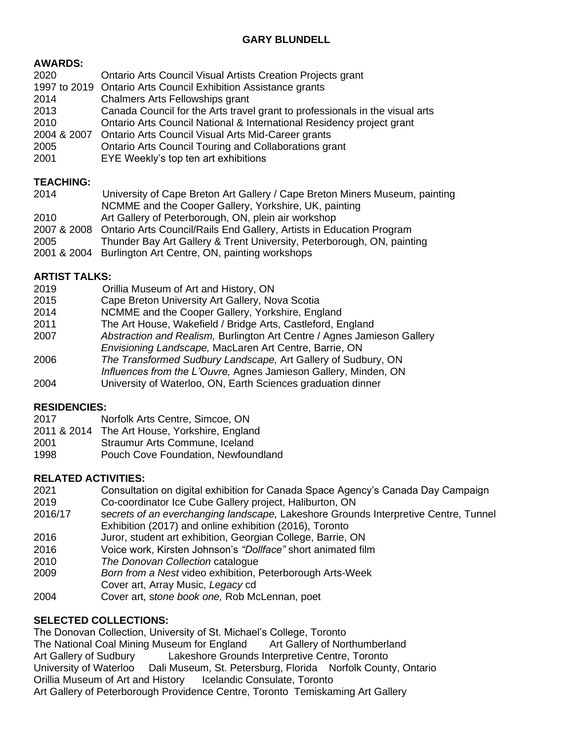**GARY BLUNDELL**

**AWARDS:**

| | |
|---|---|
| 2020 | Ontario Arts Council Visual Artists Creation Projects grant |
| 1997 to 2019 | Ontario Arts Council Exhibition Assistance grants |
| 2014 | Chalmers Arts Fellowships grant |
| 2013 | Canada Council for the Arts travel grant to professionals in the visual arts |
| 2010 | Ontario Arts Council National & International Residency project grant |
| 2004 & 2007 | Ontario Arts Council Visual Arts Mid-Career grants |
| 2005 | Ontario Arts Council Touring and Collaborations grant |
| 2001 | EYE Weekly's top ten art exhibitions |

**TEACHING:**

| | |
|---|---|
| 2014 | University of Cape Breton Art Gallery / Cape Breton Miners Museum, painting |
| | NCMME and the Cooper Gallery, Yorkshire, UK, painting |
| 2010 | Art Gallery of Peterborough, ON, plein air workshop |
| 2007 & 2008 | Ontario Arts Council/Rails End Gallery, Artists in Education Program |
| 2005 | Thunder Bay Art Gallery & Trent University, Peterborough, ON, painting |
| 2001 & 2004 | Burlington Art Centre, ON, painting workshops |

**ARTIST TALKS:**

| | |
|---|---|
| 2019 | Orillia Museum of Art and History, ON |
| 2015 | Cape Breton University Art Gallery, Nova Scotia |
| 2014 | NCMME and the Cooper Gallery, Yorkshire, England |
| 2011 | The Art House, Wakefield / Bridge Arts, Castleford, England |
| 2007 | *Abstraction and Realism,* Burlington Art Centre / Agnes Jamieson Gallery |
| | *Envisioning Landscape,* MacLaren Art Centre, Barrie, ON |
| 2006 | *The Transformed Sudbury Landscape,* Art Gallery of Sudbury, ON |
| | *Influences from the L'Ouvre,* Agnes Jamieson Gallery, Minden, ON |
| 2004 | University of Waterloo, ON, Earth Sciences graduation dinner |

**RESIDENCIES:**

| | |
|---|---|
| 2017 | Norfolk Arts Centre, Simcoe, ON |
| 2011 & 2014 | The Art House, Yorkshire, England |
| 2001 | Straumur Arts Commune, Iceland |
| 1998 | Pouch Cove Foundation, Newfoundland |

**RELATED ACTIVITIES:**

| | |
|---|---|
| 2021 | Consultation on digital exhibition for Canada Space Agency's Canada Day Campaign |
| 2019 | Co-coordinator Ice Cube Gallery project, Haliburton, ON |
| 2016/17 | *secrets of an everchanging landscape,* Lakeshore Grounds Interpretive Centre, Tunnel Exhibition (2017) and online exhibition (2016), Toronto |
| 2016 | Juror, student art exhibition, Georgian College, Barrie, ON |
| 2016 | Voice work, Kirsten Johnson's *"Dollface"* short animated film |
| 2010 | *The Donovan Collection* catalogue |
| 2009 | *Born from a Nest* video exhibition, Peterborough Arts-Week |
| | Cover art, Array Music, *Legacy* cd |
| 2004 | Cover art, *stone book one,* Rob McLennan, poet |

**SELECTED COLLECTIONS:**

The Donovan Collection, University of St. Michael's College, Toronto
The National Coal Mining Museum for England     Art Gallery of Northumberland
Art Gallery of Sudbury     Lakeshore Grounds Interpretive Centre, Toronto
University of Waterloo     Dali Museum, St. Petersburg, Florida     Norfolk County, Ontario
Orillia Museum of Art and History     Icelandic Consulate, Toronto
Art Gallery of Peterborough     Providence Centre, Toronto     Temiskaming Art Gallery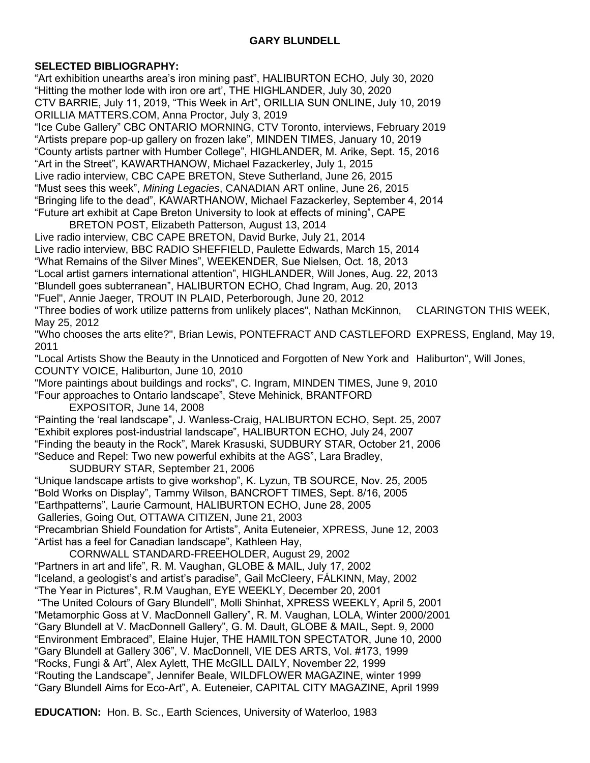**GARY BLUNDELL**

**SELECTED BIBLIOGRAPHY:**

"Art exhibition unearths area's iron mining past", HALIBURTON ECHO, July 30, 2020
"Hitting the mother lode with iron ore art', THE HIGHLANDER, July 30, 2020
CTV BARRIE, July 11, 2019, "This Week in Art", ORILLIA SUN ONLINE, July 10, 2019
ORILLIA MATTERS.COM, Anna Proctor, July 3, 2019
"Ice Cube Gallery" CBC ONTARIO MORNING, CTV Toronto, interviews, February 2019
"Artists prepare pop-up gallery on frozen lake", MINDEN TIMES, January 10, 2019
"County artists partner with Humber College", HIGHLANDER, M. Arike, Sept. 15, 2016
"Art in the Street", KAWARTHANOW, Michael Fazackerley, July 1, 2015
Live radio interview, CBC CAPE BRETON, Steve Sutherland, June 26, 2015
"Must sees this week", *Mining Legacies*, CANADIAN ART online, June 26, 2015
"Bringing life to the dead", KAWARTHANOW, Michael Fazackerley, September 4, 2014
"Future art exhibit at Cape Breton University to look at effects of mining", CAPE BRETON POST, Elizabeth Patterson, August 13, 2014
Live radio interview, CBC CAPE BRETON, David Burke, July 21, 2014
Live radio interview, BBC RADIO SHEFFIELD, Paulette Edwards, March 15, 2014
"What Remains of the Silver Mines", WEEKENDER, Sue Nielsen, Oct. 18, 2013
"Local artist garners international attention", HIGHLANDER, Will Jones, Aug. 22, 2013
"Blundell goes subterranean", HALIBURTON ECHO, Chad Ingram, Aug. 20, 2013
"Fuel", Annie Jaeger, TROUT IN PLAID, Peterborough, June 20, 2012
"Three bodies of work utilize patterns from unlikely places", Nathan McKinnon, CLARINGTON THIS WEEK, May 25, 2012
"Who chooses the arts elite?", Brian Lewis, PONTEFRACT AND CASTLEFORD EXPRESS, England, May 19, 2011
"Local Artists Show the Beauty in the Unnoticed and Forgotten of New York and Haliburton", Will Jones, COUNTY VOICE, Haliburton, June 10, 2010
"More paintings about buildings and rocks", C. Ingram, MINDEN TIMES, June 9, 2010
"Four approaches to Ontario landscape", Steve Mehinick, BRANTFORD EXPOSITOR, June 14, 2008
"Painting the 'real landscape", J. Wanless-Craig, HALIBURTON ECHO, Sept. 25, 2007
"Exhibit explores post-industrial landscape", HALIBURTON ECHO, July 24, 2007
"Finding the beauty in the Rock", Marek Krasuski, SUDBURY STAR, October 21, 2006
"Seduce and Repel: Two new powerful exhibits at the AGS", Lara Bradley, SUDBURY STAR, September 21, 2006
"Unique landscape artists to give workshop", K. Lyzun, TB SOURCE, Nov. 25, 2005
"Bold Works on Display", Tammy Wilson, BANCROFT TIMES, Sept. 8/16, 2005
"Earthpatterns", Laurie Carmount, HALIBURTON ECHO, June 28, 2005
Galleries, Going Out, OTTAWA CITIZEN, June 21, 2003
"Precambrian Shield Foundation for Artists", Anita Euteneier, XPRESS, June 12, 2003
"Artist has a feel for Canadian landscape", Kathleen Hay, CORNWALL STANDARD-FREEHOLDER, August 29, 2002
"Partners in art and life", R. M. Vaughan, GLOBE & MAIL, July 17, 2002
"Iceland, a geologist's and artist's paradise", Gail McCleery, FÁLKINN, May, 2002
"The Year in Pictures", R.M Vaughan, EYE WEEKLY, December 20, 2001
"The United Colours of Gary Blundell", Molli Shinhat, XPRESS WEEKLY, April 5, 2001
"Metamorphic Goss at V. MacDonnell Gallery", R. M. Vaughan, LOLA, Winter 2000/2001
"Gary Blundell at V. MacDonnell Gallery", G. M. Dault, GLOBE & MAIL, Sept. 9, 2000
"Environment Embraced", Elaine Hujer, THE HAMILTON SPECTATOR, June 10, 2000
"Gary Blundell at Gallery 306", V. MacDonnell, VIE DES ARTS, Vol. #173, 1999
"Rocks, Fungi & Art", Alex Aylett, THE McGILL DAILY, November 22, 1999
"Routing the Landscape", Jennifer Beale, WILDFLOWER MAGAZINE, winter 1999
"Gary Blundell Aims for Eco-Art", A. Euteneier, CAPITAL CITY MAGAZINE, April 1999

**EDUCATION:** Hon. B. Sc., Earth Sciences, University of Waterloo, 1983